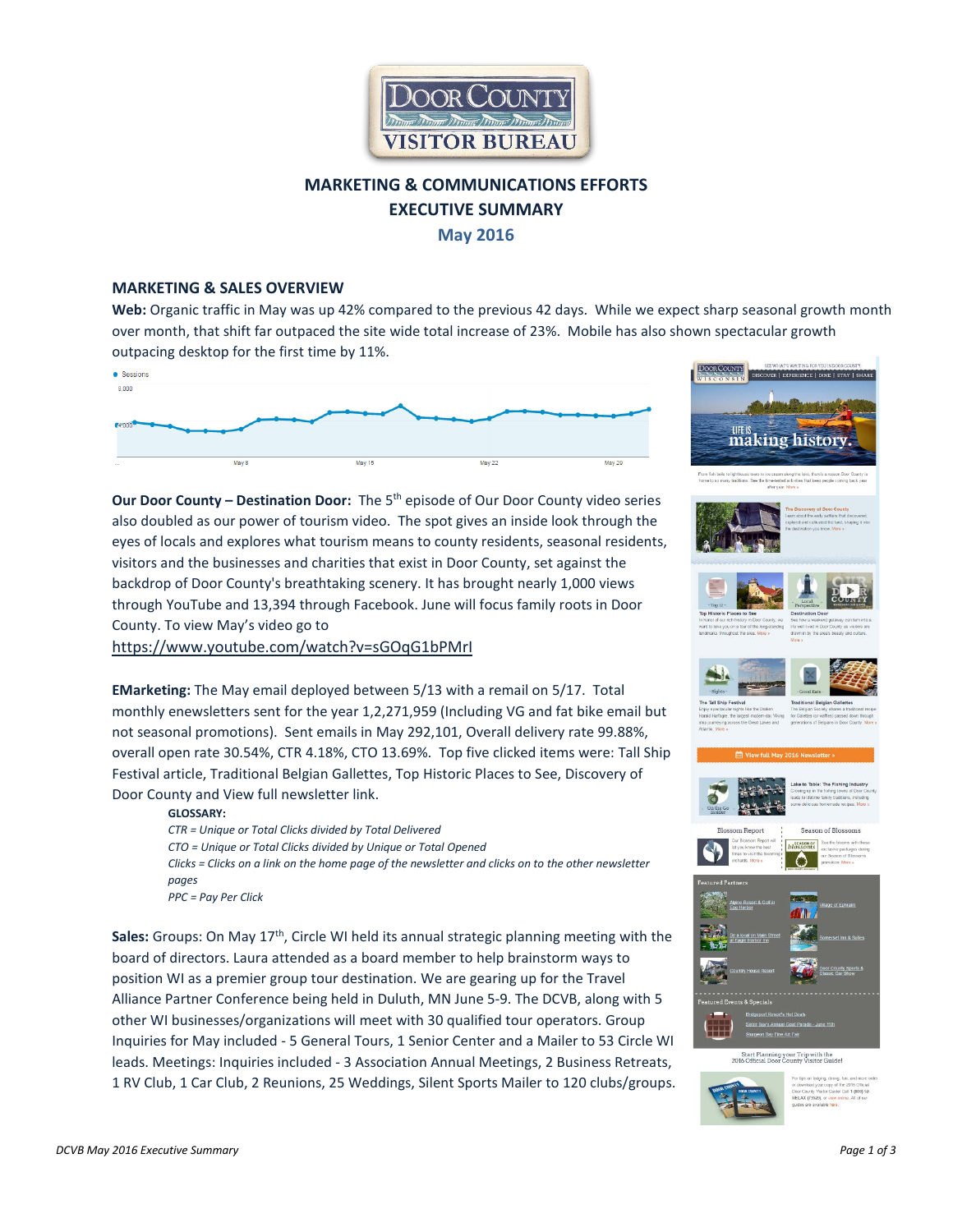# MARKETING & COMMUNICATIONS EFFORTS
# EXECUTIVE SUMMARY
## May 2016

### MARKETING & SALES OVERVIEW

**Web:** Organic traffic in May was up 42% compared to the previous 42 days. While we expect sharp seasonal growth month over month, that shift far outpaced the site wide total increase of 23%. Mobile has also shown spectacular growth outpacing desktop for the first time by 11%.

**Our Door County – Destination Door:** The 5th episode of Our Door County video series also doubled as our power of tourism video. The spot gives an inside look through the eyes of locals and explores what tourism means to county residents, seasonal residents, visitors and the businesses and charities that exist in Door County, set against the backdrop of Door County's breathtaking scenery. It has brought nearly 1,000 views through YouTube and 13,394 through Facebook. June will focus family roots in Door County. To view May's video go to
https://www.youtube.com/watch?v=sGOqG1bPMrI

**EMarketing:** The May email deployed between 5/13 with a remail on 5/17. Total monthly enewsletters sent for the year 1,2,271,959 (Including VG and fat bike email but not seasonal promotions). Sent emails in May 292,101, Overall delivery rate 99.88%, overall open rate 30.54%, CTR 4.18%, CTO 13.69%. Top five clicked items were: Tall Ship Festival article, Traditional Belgian Gallettes, Top Historic Places to See, Discovery of Door County and View full newsletter link.

**GLOSSARY:**
*CTR = Unique or Total Clicks divided by Total Delivered*
*CTO = Unique or Total Clicks divided by Unique or Total Opened*
*Clicks = Clicks on a link on the home page of the newsletter and clicks on to the other newsletter pages*
*PPC = Pay Per Click*

**Sales:** Groups: On May 17th, Circle WI held its annual strategic planning meeting with the board of directors. Laura attended as a board member to help brainstorm ways to position WI as a premier group tour destination. We are gearing up for the Travel Alliance Partner Conference being held in Duluth, MN June 5-9. The DCVB, along with 5 other WI businesses/organizations will meet with 30 qualified tour operators. Group Inquiries for May included - 5 General Tours, 1 Senior Center and a Mailer to 53 Circle WI leads. Meetings: Inquiries included - 3 Association Annual Meetings, 2 Business Retreats, 1 RV Club, 1 Car Club, 2 Reunions, 25 Weddings, Silent Sports Mailer to 120 clubs/groups.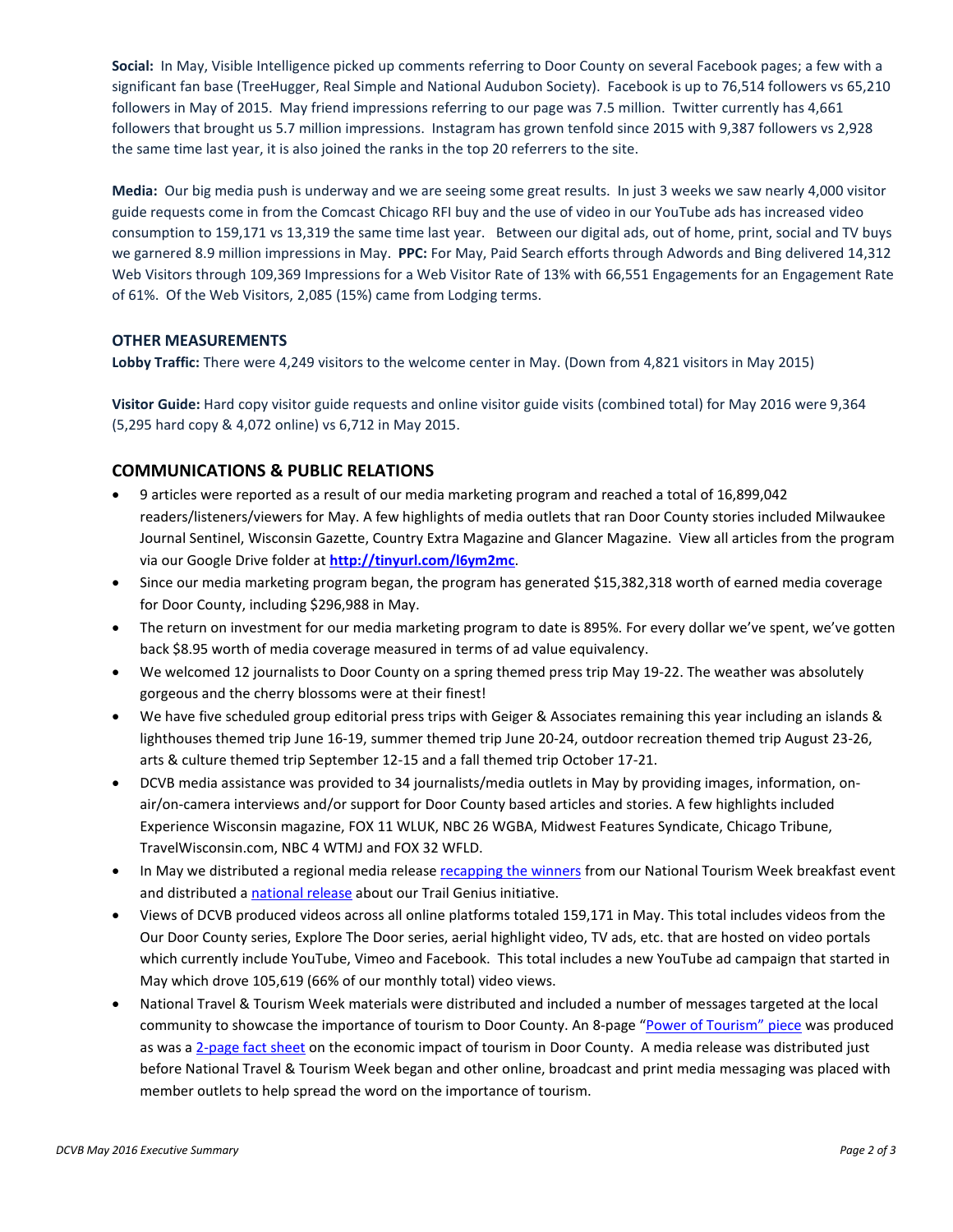**Social:** In May, Visible Intelligence picked up comments referring to Door County on several Facebook pages; a few with a significant fan base (TreeHugger, Real Simple and National Audubon Society). Facebook is up to 76,514 followers vs 65,210 followers in May of 2015. May friend impressions referring to our page was 7.5 million. Twitter currently has 4,661 followers that brought us 5.7 million impressions. Instagram has grown tenfold since 2015 with 9,387 followers vs 2,928 the same time last year, it is also joined the ranks in the top 20 referrers to the site.

**Media:** Our big media push is underway and we are seeing some great results. In just 3 weeks we saw nearly 4,000 visitor guide requests come in from the Comcast Chicago RFI buy and the use of video in our YouTube ads has increased video consumption to 159,171 vs 13,319 the same time last year. Between our digital ads, out of home, print, social and TV buys we garnered 8.9 million impressions in May. **PPC:** For May, Paid Search efforts through Adwords and Bing delivered 14,312 Web Visitors through 109,369 Impressions for a Web Visitor Rate of 13% with 66,551 Engagements for an Engagement Rate of 61%. Of the Web Visitors, 2,085 (15%) came from Lodging terms.

### OTHER MEASUREMENTS

**Lobby Traffic:** There were 4,249 visitors to the welcome center in May. (Down from 4,821 visitors in May 2015)

**Visitor Guide:** Hard copy visitor guide requests and online visitor guide visits (combined total) for May 2016 were 9,364 (5,295 hard copy & 4,072 online) vs 6,712 in May 2015.

## COMMUNICATIONS & PUBLIC RELATIONS

- 9 articles were reported as a result of our media marketing program and reached a total of 16,899,042 readers/listeners/viewers for May. A few highlights of media outlets that ran Door County stories included Milwaukee Journal Sentinel, Wisconsin Gazette, Country Extra Magazine and Glancer Magazine. View all articles from the program via our Google Drive folder at **http://tinyurl.com/l6ym2mc**.
- Since our media marketing program began, the program has generated $15,382,318 worth of earned media coverage for Door County, including $296,988 in May.
- The return on investment for our media marketing program to date is 895%. For every dollar we've spent, we've gotten back $8.95 worth of media coverage measured in terms of ad value equivalency.
- We welcomed 12 journalists to Door County on a spring themed press trip May 19-22. The weather was absolutely gorgeous and the cherry blossoms were at their finest!
- We have five scheduled group editorial press trips with Geiger & Associates remaining this year including an islands & lighthouses themed trip June 16-19, summer themed trip June 20-24, outdoor recreation themed trip August 23-26, arts & culture themed trip September 12-15 and a fall themed trip October 17-21.
- DCVB media assistance was provided to 34 journalists/media outlets in May by providing images, information, on-air/on-camera interviews and/or support for Door County based articles and stories. A few highlights included Experience Wisconsin magazine, FOX 11 WLUK, NBC 26 WGBA, Midwest Features Syndicate, Chicago Tribune, TravelWisconsin.com, NBC 4 WTMJ and FOX 32 WFLD.
- In May we distributed a regional media release recapping the winners from our National Tourism Week breakfast event and distributed a national release about our Trail Genius initiative.
- Views of DCVB produced videos across all online platforms totaled 159,171 in May. This total includes videos from the Our Door County series, Explore The Door series, aerial highlight video, TV ads, etc. that are hosted on video portals which currently include YouTube, Vimeo and Facebook. This total includes a new YouTube ad campaign that started in May which drove 105,619 (66% of our monthly total) video views.
- National Travel & Tourism Week materials were distributed and included a number of messages targeted at the local community to showcase the importance of tourism to Door County. An 8-page "Power of Tourism" piece was produced as was a 2-page fact sheet on the economic impact of tourism in Door County. A media release was distributed just before National Travel & Tourism Week began and other online, broadcast and print media messaging was placed with member outlets to help spread the word on the importance of tourism.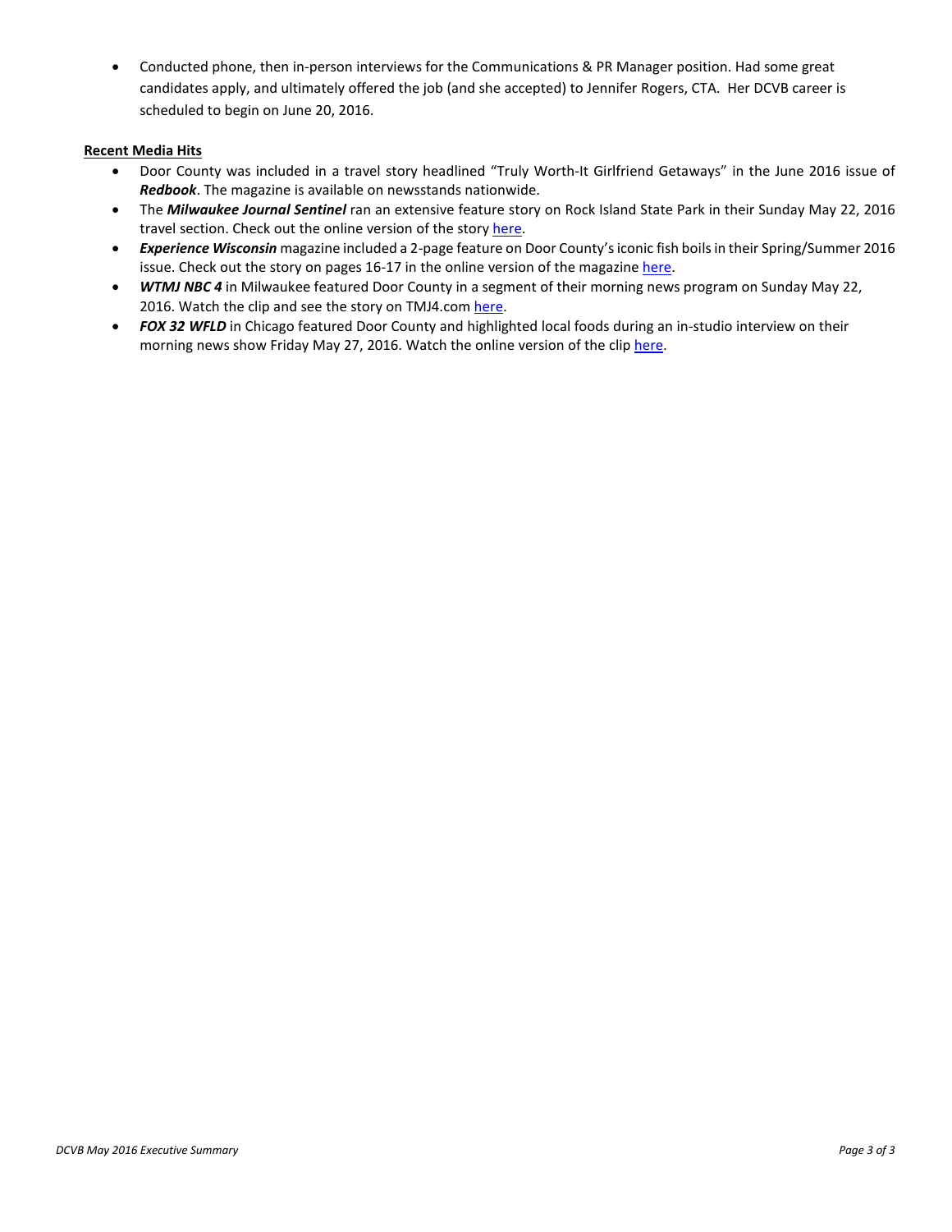- Conducted phone, then in-person interviews for the Communications & PR Manager position. Had some great candidates apply, and ultimately offered the job (and she accepted) to Jennifer Rogers, CTA. Her DCVB career is scheduled to begin on June 20, 2016.

**Recent Media Hits**

- Door County was included in a travel story headlined "Truly Worth-It Girlfriend Getaways" in the June 2016 issue of ***Redbook***. The magazine is available on newsstands nationwide.
- The ***Milwaukee Journal Sentinel*** ran an extensive feature story on Rock Island State Park in their Sunday May 22, 2016 travel section. Check out the online version of the story here.
- ***Experience Wisconsin*** magazine included a 2-page feature on Door County's iconic fish boils in their Spring/Summer 2016 issue. Check out the story on pages 16-17 in the online version of the magazine here.
- ***WTMJ NBC 4*** in Milwaukee featured Door County in a segment of their morning news program on Sunday May 22, 2016. Watch the clip and see the story on TMJ4.com here.
- ***FOX 32 WFLD*** in Chicago featured Door County and highlighted local foods during an in-studio interview on their morning news show Friday May 27, 2016. Watch the online version of the clip here.